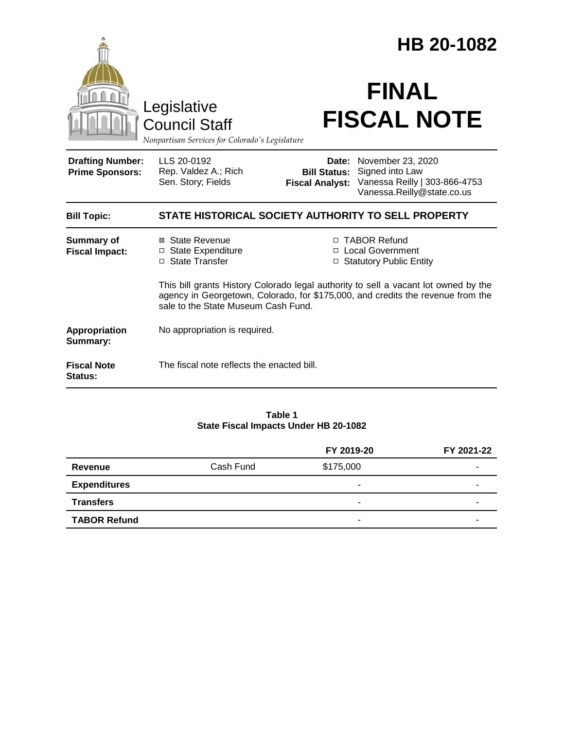# HB 20-1082

Legislative Council Staff

*Nonpartisan Services for Colorado's Legislature*

# FINAL FISCAL NOTE

| | | | |
|---|---|---|---|
| **Drafting Number:** | LLS 20-0192 | **Date:** | November 23, 2020 |
| **Prime Sponsors:** | Rep. Valdez A.; Rich<br>Sen. Story; Fields | **Bill Status:** | Signed into Law |
| | | **Fiscal Analyst:** | Vanessa Reilly \| 303-866-4753<br>Vanessa.Reilly@state.co.us |

**Bill Topic:** **STATE HISTORICAL SOCIETY AUTHORITY TO SELL PROPERTY**

**Summary of Fiscal Impact:**

☒ State Revenue
☐ State Expenditure
☐ State Transfer
☐ TABOR Refund
☐ Local Government
☐ Statutory Public Entity

This bill grants History Colorado legal authority to sell a vacant lot owned by the agency in Georgetown, Colorado, for $175,000, and credits the revenue from the sale to the State Museum Cash Fund.

**Appropriation Summary:** No appropriation is required.

**Fiscal Note Status:** The fiscal note reflects the enacted bill.

**Table 1**
**State Fiscal Impacts Under HB 20-1082**

| | | FY 2019-20 | FY 2021-22 |
|---|---|---|---|
| **Revenue** | Cash Fund | $175,000 | - |
| **Expenditures** | | - | - |
| **Transfers** | | - | - |
| **TABOR Refund** | | - | - |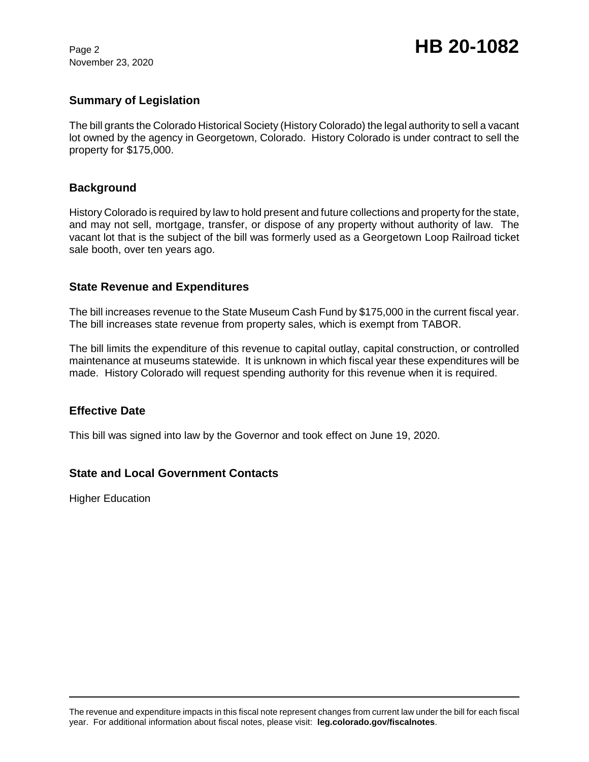## Summary of Legislation

The bill grants the Colorado Historical Society (History Colorado) the legal authority to sell a vacant lot owned by the agency in Georgetown, Colorado. History Colorado is under contract to sell the property for $175,000.

## Background

History Colorado is required by law to hold present and future collections and property for the state, and may not sell, mortgage, transfer, or dispose of any property without authority of law. The vacant lot that is the subject of the bill was formerly used as a Georgetown Loop Railroad ticket sale booth, over ten years ago.

## State Revenue and Expenditures

The bill increases revenue to the State Museum Cash Fund by $175,000 in the current fiscal year. The bill increases state revenue from property sales, which is exempt from TABOR.

The bill limits the expenditure of this revenue to capital outlay, capital construction, or controlled maintenance at museums statewide. It is unknown in which fiscal year these expenditures will be made. History Colorado will request spending authority for this revenue when it is required.

## Effective Date

This bill was signed into law by the Governor and took effect on June 19, 2020.

## State and Local Government Contacts

Higher Education

The revenue and expenditure impacts in this fiscal note represent changes from current law under the bill for each fiscal year. For additional information about fiscal notes, please visit: **leg.colorado.gov/fiscalnotes**.